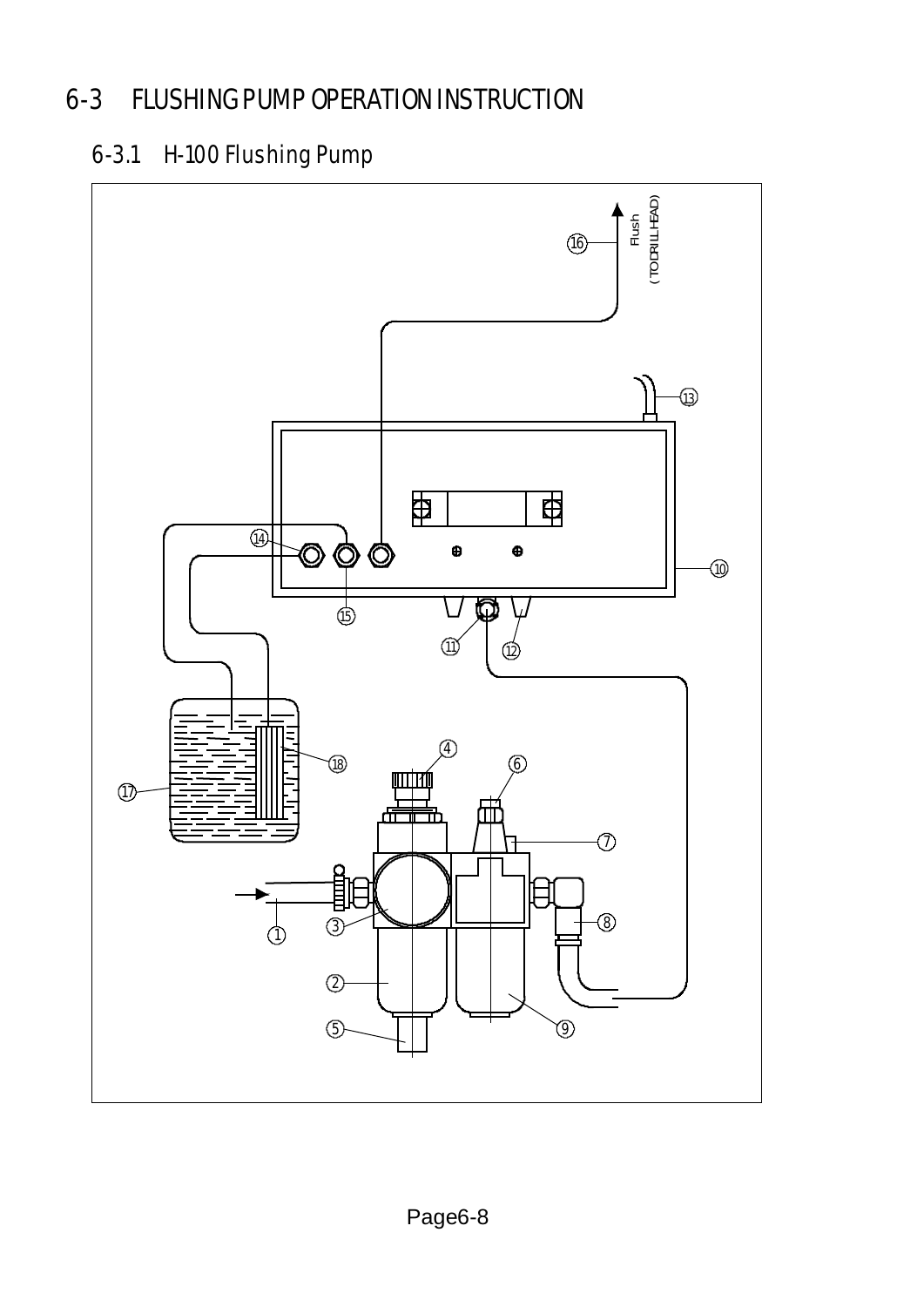# 6-3 FLUSHING PUMP OPERATION INSTRUCTION

## 6-3.1 H-100 Flushing Pump

Flush
( TO DRILL HEAD)

⑯

⑬

⑭

⑩

⑮

⑪

⑫

④

⑥

⑱

⑰

⑦

⑧

①

③

②

⑤

⑨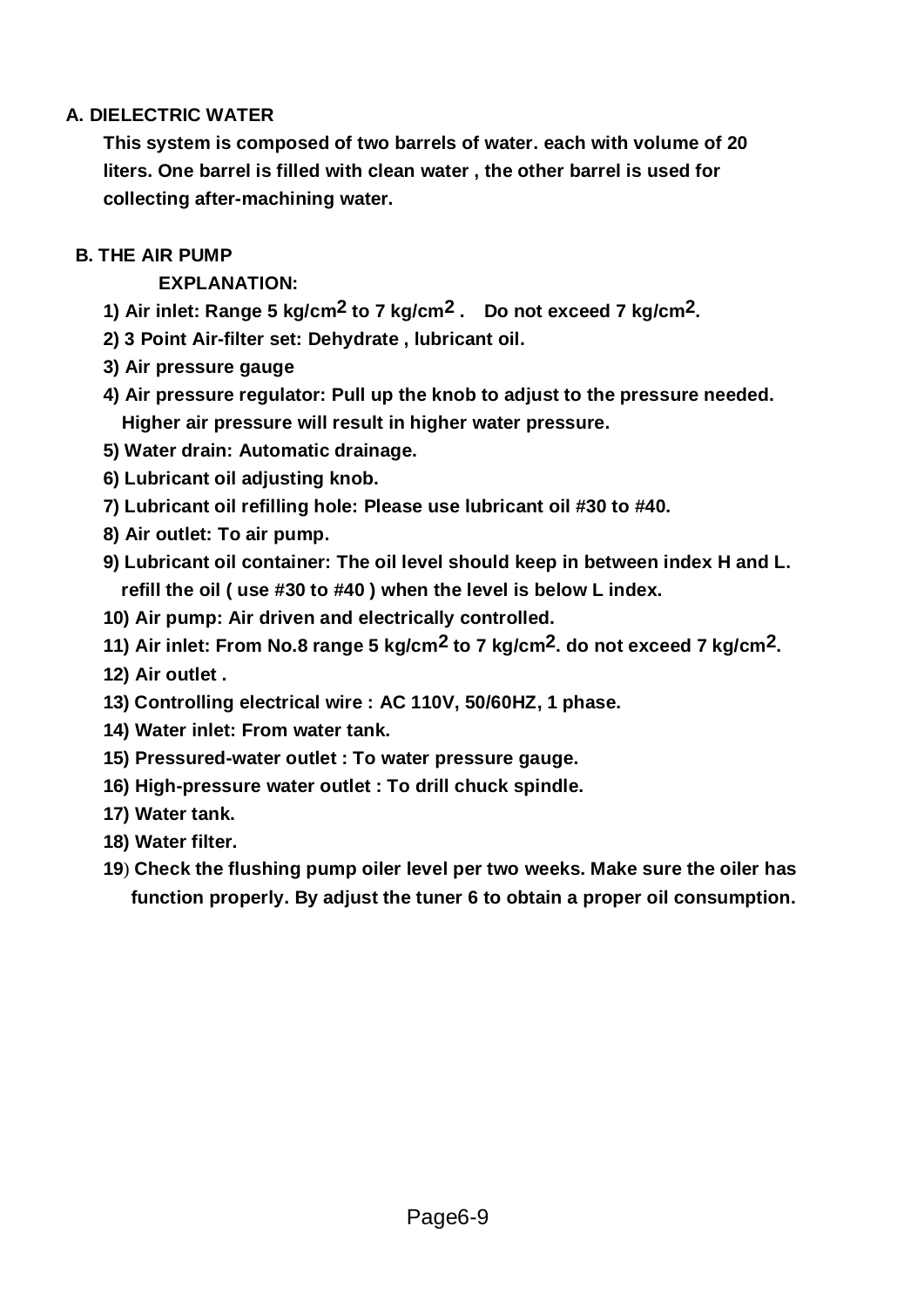## A. DIELECTRIC WATER

**This system is composed of two barrels of water. each with volume of 20 liters. One barrel is filled with clean water , the other barrel is used for collecting after-machining water.**

## B. THE AIR PUMP

**EXPLANATION:**

1) **Air inlet: Range 5 kg/cm$^2$ to 7 kg/cm$^2$ . Do not exceed 7 kg/cm$^2$.**
2) **3 Point Air-filter set: Dehydrate , lubricant oil.**
3) **Air pressure gauge**
4) **Air pressure regulator: Pull up the knob to adjust to the pressure needed. Higher air pressure will result in higher water pressure.**
5) **Water drain: Automatic drainage.**
6) **Lubricant oil adjusting knob.**
7) **Lubricant oil refilling hole: Please use lubricant oil #30 to #40.**
8) **Air outlet: To air pump.**
9) **Lubricant oil container: The oil level should keep in between index H and L. refill the oil ( use #30 to #40 ) when the level is below L index.**
10) **Air pump: Air driven and electrically controlled.**
11) **Air inlet: From No.8 range 5 kg/cm$^2$ to 7 kg/cm$^2$. do not exceed 7 kg/cm$^2$.**
12) **Air outlet .**
13) **Controlling electrical wire : AC 110V, 50/60HZ, 1 phase.**
14) **Water inlet: From water tank.**
15) **Pressured-water outlet : To water pressure gauge.**
16) **High-pressure water outlet : To drill chuck spindle.**
17) **Water tank.**
18) **Water filter.**
19) **Check the flushing pump oiler level per two weeks. Make sure the oiler has function properly. By adjust the tuner 6 to obtain a proper oil consumption.**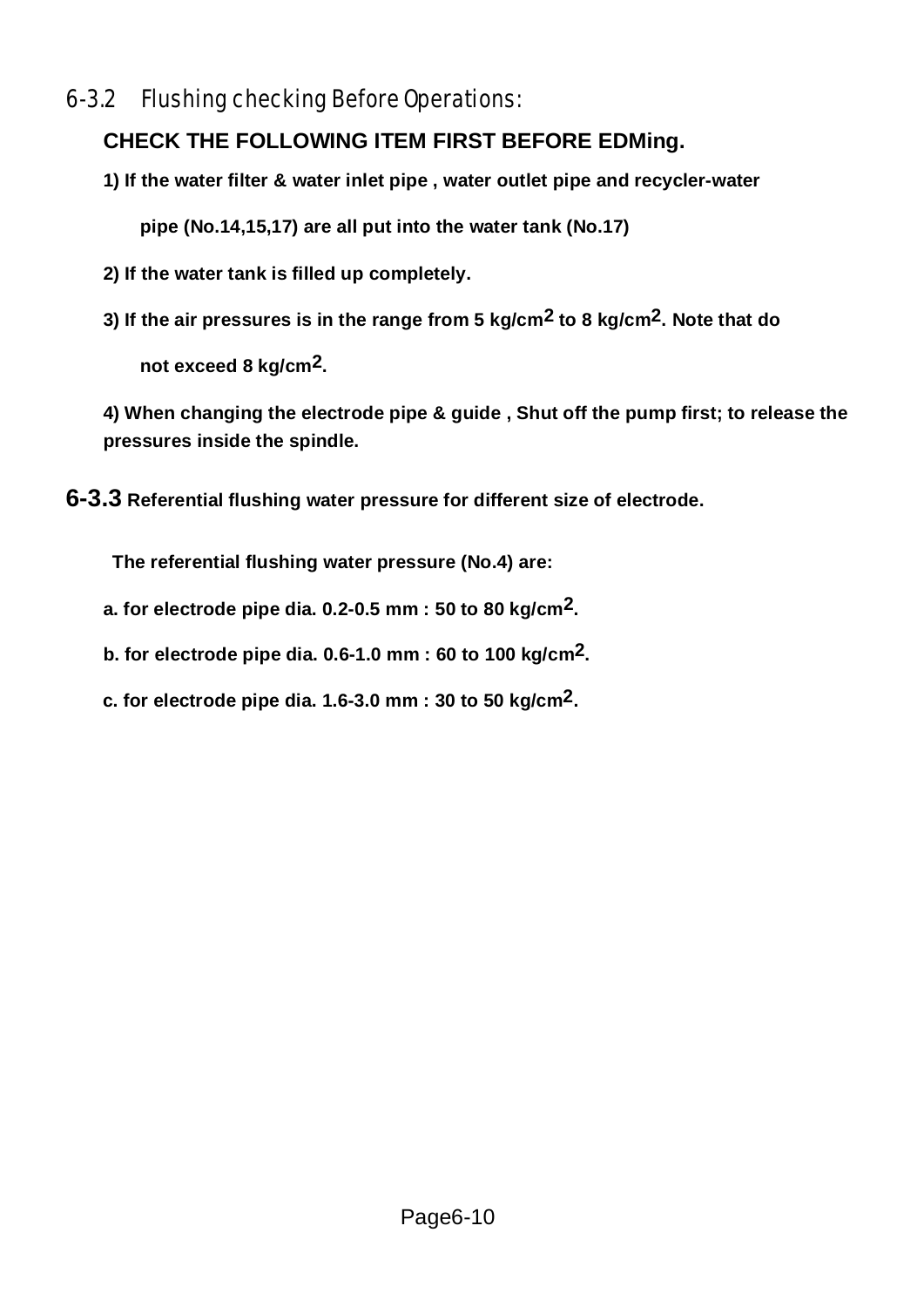### 6-3.2 Flushing checking Before Operations:

**CHECK THE FOLLOWING ITEM FIRST BEFORE EDMing.**

**1) If the water filter & water inlet pipe , water outlet pipe and recycler-water pipe (No.14,15,17) are all put into the water tank (No.17)**

**2) If the water tank is filled up completely.**

**3) If the air pressures is in the range from 5 kg/cm$^2$ to 8 kg/cm$^2$. Note that do not exceed 8 kg/cm$^2$.**

**4) When changing the electrode pipe & guide , Shut off the pump first; to release the pressures inside the spindle.**

### 6-3.3 Referential flushing water pressure for different size of electrode.

**The referential flushing water pressure (No.4) are:**

**a. for electrode pipe dia. 0.2-0.5 mm : 50 to 80 kg/cm$^2$.**

**b. for electrode pipe dia. 0.6-1.0 mm : 60 to 100 kg/cm$^2$.**

**c. for electrode pipe dia. 1.6-3.0 mm : 30 to 50 kg/cm$^2$.**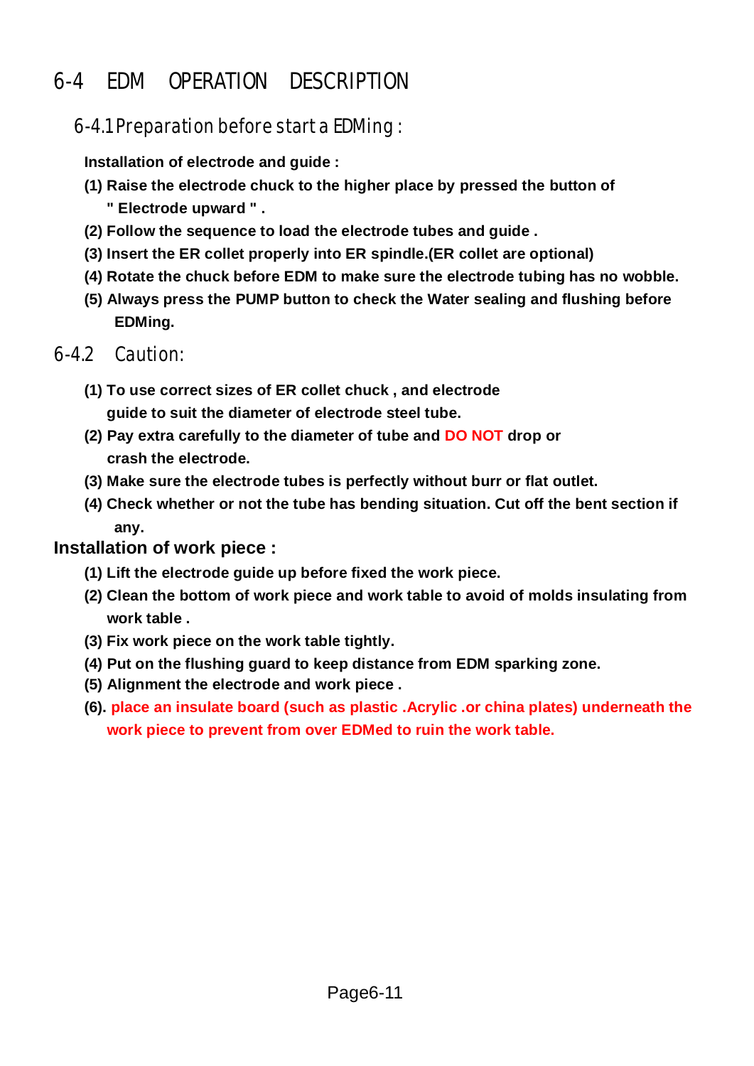# 6-4 EDM OPERATION DESCRIPTION

## 6-4.1 Preparation before start a EDMing :

**Installation of electrode and guide :**

**(1) Raise the electrode chuck to the higher place by pressed the button of " Electrode upward " .**

**(2) Follow the sequence to load the electrode tubes and guide .**

**(3) Insert the ER collet properly into ER spindle.(ER collet are optional)**

**(4) Rotate the chuck before EDM to make sure the electrode tubing has no wobble.**

**(5) Always press the PUMP button to check the Water sealing and flushing before EDMing.**

## 6-4.2 Caution:

**(1) To use correct sizes of ER collet chuck , and electrode guide to suit the diameter of electrode steel tube.**

**(2) Pay extra carefully to the diameter of tube and DO NOT drop or crash the electrode.**

**(3) Make sure the electrode tubes is perfectly without burr or flat outlet.**

**(4) Check whether or not the tube has bending situation. Cut off the bent section if any.**

### Installation of work piece :

**(1) Lift the electrode guide up before fixed the work piece.**

**(2) Clean the bottom of work piece and work table to avoid of molds insulating from work table .**

**(3) Fix work piece on the work table tightly.**

**(4) Put on the flushing guard to keep distance from EDM sparking zone.**

**(5) Alignment the electrode and work piece .**

**(6). place an insulate board (such as plastic .Acrylic .or china plates) underneath the work piece to prevent from over EDMed to ruin the work table.**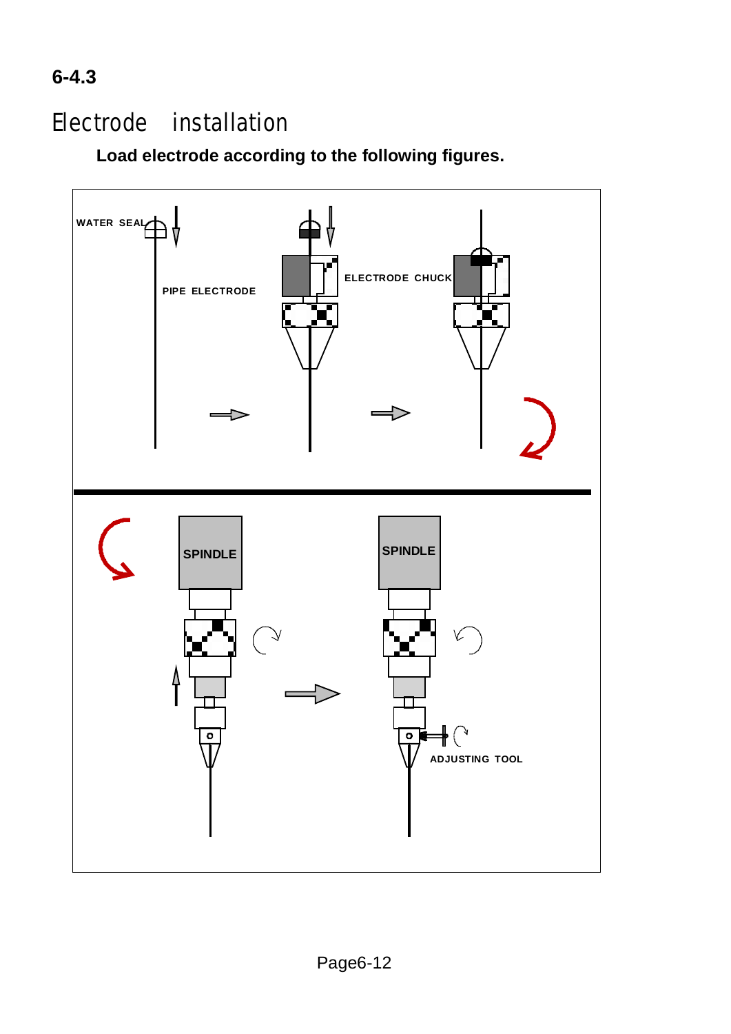## 6-4.3

# Electrode installation

**Load electrode according to the following figures.**

WATER SEAL

PIPE ELECTRODE

ELECTRODE CHUCK

SPINDLE

SPINDLE

ADJUSTING TOOL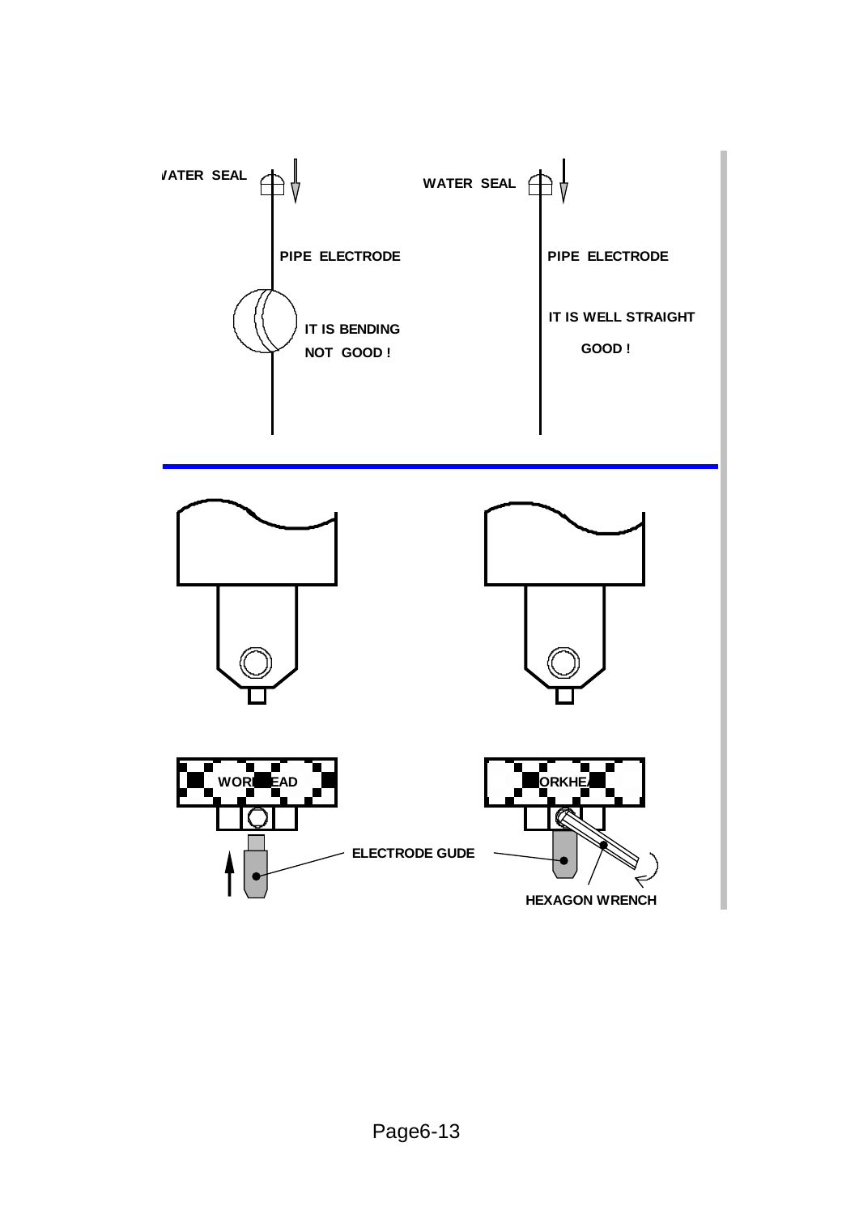WATER SEAL

PIPE ELECTRODE

IT IS BENDING

NOT GOOD !

WATER SEAL

PIPE ELECTRODE

IT IS WELL STRAIGHT

GOOD !

WORKHEAD

ELECTRODE GUDE

WORKHEAD

HEXAGON WRENCH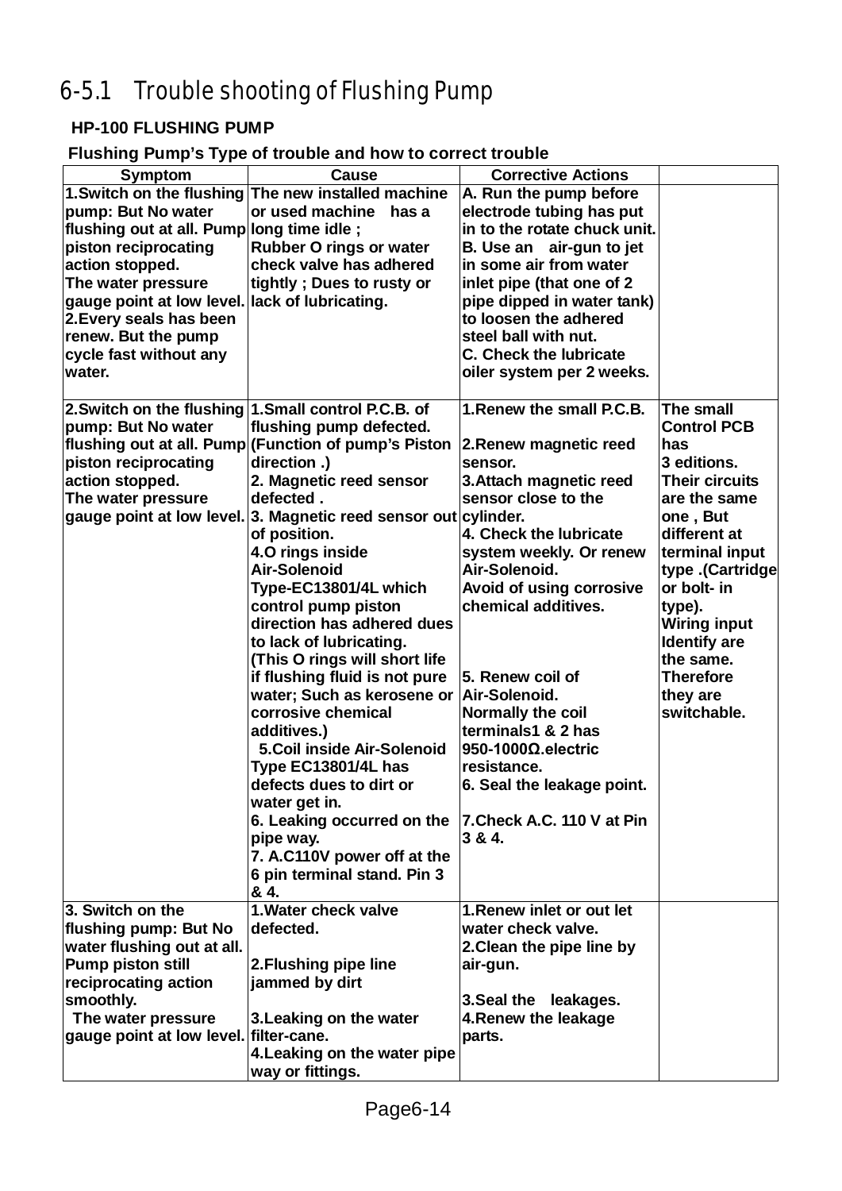## 6-5.1 Trouble shooting of Flushing Pump

**HP-100 FLUSHING PUMP**

**Flushing Pump's Type of trouble and how to correct trouble**

| Symptom | Cause | Corrective Actions | |
|---|---|---|---|
| 1.Switch on the flushing pump: But No water flushing out at all. Pump piston reciprocating action stopped.<br>The water pressure gauge point at low level.<br>2.Every seals has been renew. But the pump cycle fast without any water. | The new installed machine or used machine has a long time idle ;<br>Rubber O rings or water check valve has adhered tightly ; Dues to rusty or lack of lubricating. | A. Run the pump before electrode tubing has put in to the rotate chuck unit.<br>B. Use an air-gun to jet in some air from water inlet pipe (that one of 2 pipe dipped in water tank) to loosen the adhered steel ball with nut.<br>C. Check the lubricate oiler system per 2 weeks. | |
| 2.Switch on the flushing pump: But No water flushing out at all. Pump piston reciprocating action stopped.<br>The water pressure gauge point at low level. | 1.Small control P.C.B. of flushing pump defected. (Function of pump's Piston direction .)<br>2. Magnetic reed sensor defected .<br>3. Magnetic reed sensor out of position.<br>4.O rings inside Air-Solenoid Type-EC13801/4L which control pump piston direction has adhered dues to lack of lubricating. (This O rings will short life if flushing fluid is not pure water; Such as kerosene or corrosive chemical additives.)<br>5.Coil inside Air-Solenoid Type EC13801/4L has defects dues to dirt or water get in.<br>6. Leaking occurred on the pipe way.<br>7. A.C110V power off at the 6 pin terminal stand. Pin 3 & 4. | 1.Renew the small P.C.B.<br>2.Renew magnetic reed sensor.<br>3.Attach magnetic reed sensor close to the cylinder.<br>4. Check the lubricate system weekly. Or renew Air-Solenoid. Avoid of using corrosive chemical additives.<br>5. Renew coil of Air-Solenoid. Normally the coil terminals1 & 2 has 950-1000Ω.electric resistance.<br>6. Seal the leakage point.<br>7.Check A.C. 110 V at Pin 3 & 4. | The small Control PCB has 3 editions. Their circuits are the same one , But different at terminal input type .(Cartridge or bolt- in type). Wiring input Identify are the same. Therefore they are switchable. |
| 3. Switch on the flushing pump: But No water flushing out at all. Pump piston still reciprocating action smoothly.<br>The water pressure gauge point at low level. | 1.Water check valve defected.<br>2.Flushing pipe line jammed by dirt<br>3.Leaking on the water filter-cane.<br>4.Leaking on the water pipe way or fittings. | 1.Renew inlet or out let water check valve.<br>2.Clean the pipe line by air-gun.<br>3.Seal the leakages.<br>4.Renew the leakage parts. | |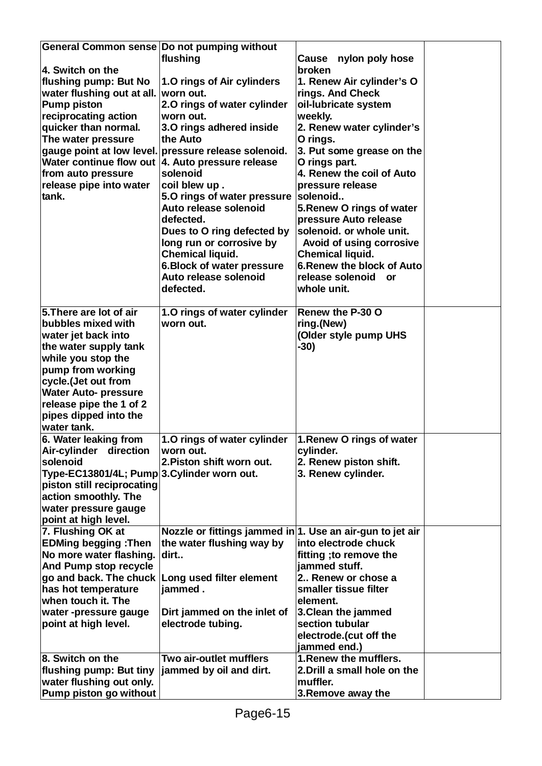| | | | |
|---|---|---|---|
| **General Common sense**<br><br>**4. Switch on the flushing pump: But No water flushing out at all. Pump piston reciprocating action quicker than normal. The water pressure gauge point at low level. Water continue flow out from auto pressure release pipe into water tank.** | **Do not pumping without flushing**<br><br>**1.O rings of Air cylinders worn out.**<br>**2.O rings of water cylinder worn out.**<br>**3.O rings adhered inside the Auto pressure release solenoid.**<br>**4. Auto pressure release solenoid coil blew up .**<br>**5.O rings of water pressure Auto release solenoid defected.**<br>**Dues to O ring defected by long run or corrosive by Chemical liquid.**<br>**6.Block of water pressure Auto release solenoid defected.** | **Cause nylon poly hose broken**<br>**1. Renew Air cylinder's O rings. And Check oil-lubricate system weekly.**<br>**2. Renew water cylinder's O rings.**<br>**3. Put some grease on the O rings part.**<br>**4. Renew the coil of Auto pressure release solenoid..**<br>**5.Renew O rings of water pressure Auto release solenoid. or whole unit.**<br>**Avoid of using corrosive Chemical liquid.**<br>**6.Renew the block of Auto release solenoid or whole unit.** | |
| **5.There are lot of air bubbles mixed with water jet back into the water supply tank while you stop the pump from working cycle.(Jet out from Water Auto- pressure release pipe the 1 of 2 pipes dipped into the water tank.** | **1.O rings of water cylinder worn out.** | **Renew the P-30 O ring.(New)**<br>**(Older style pump UHS -30)** | |
| **6. Water leaking from Air-cylinder direction solenoid Type-EC13801/4L; Pump piston still reciprocating action smoothly. The water pressure gauge point at high level.** | **1.O rings of water cylinder worn out.**<br>**2.Piston shift worn out.**<br>**3.Cylinder worn out.** | **1.Renew O rings of water cylinder.**<br>**2. Renew piston shift.**<br>**3. Renew cylinder.** | |
| **7. Flushing OK at EDMing begging :Then No more water flashing. And Pump stop recycle go and back. The chuck has hot temperature when touch it. The water -pressure gauge point at high level.** | **Nozzle or fittings jammed in the water flushing way by dirt..**<br><br>**Long used filter element jammed .**<br><br>**Dirt jammed on the inlet of electrode tubing.** | **1. Use an air-gun to jet air into electrode chuck fitting ;to remove the jammed stuff.**<br>**2.. Renew or chose a smaller tissue filter element.**<br>**3.Clean the jammed section tubular electrode.(cut off the jammed end.)** | |
| **8. Switch on the flushing pump: But tiny water flushing out only. Pump piston go without** | **Two air-outlet mufflers jammed by oil and dirt.** | **1.Renew the mufflers.**<br>**2.Drill a small hole on the muffler.**<br>**3.Remove away the** | |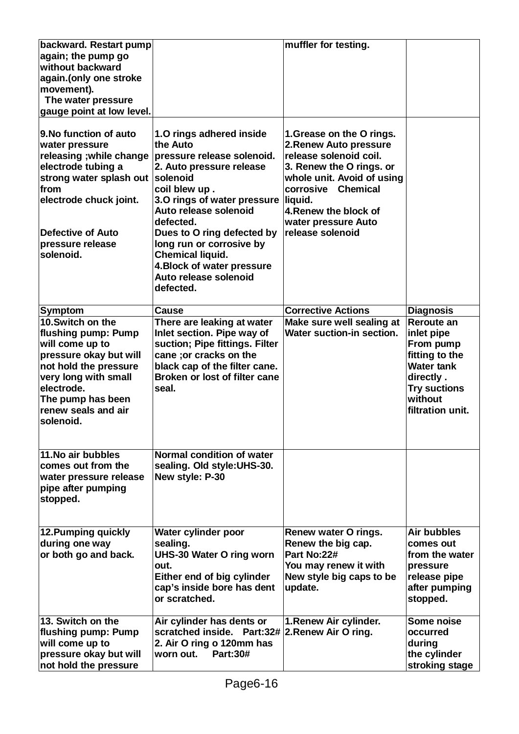| | | | |
|---|---|---|---|
| **backward. Restart pump again; the pump go without backward again.(only one stroke movement). The water pressure gauge point at low level.** | | **muffler for testing.** | |
| **9.No function of auto water pressure releasing ;while change electrode tubing a strong water splash out from electrode chuck joint.**<br><br>**Defective of Auto pressure release solenoid.** | **1.O rings adhered inside the Auto pressure release solenoid. 2. Auto pressure release solenoid coil blew up . 3.O rings of water pressure Auto release solenoid defected. Dues to O ring defected by long run or corrosive by Chemical liquid. 4.Block of water pressure Auto release solenoid defected.** | **1.Grease on the O rings. 2.Renew Auto pressure release solenoid coil. 3. Renew the O rings. or whole unit. Avoid of using corrosive Chemical liquid. 4.Renew the block of water pressure Auto release solenoid** | |
| **Symptom** | **Cause** | **Corrective Actions** | **Diagnosis** |
| **10.Switch on the flushing pump: Pump will come up to pressure okay but will not hold the pressure very long with small electrode. The pump has been renew seals and air solenoid.** | **There are leaking at water Inlet section. Pipe way of suction; Pipe fittings. Filter cane ;or cracks on the black cap of the filter cane. Broken or lost of filter cane seal.** | **Make sure well sealing at Water suction-in section.** | **Reroute an inlet pipe From pump fitting to the Water tank directly . Try suctions without filtration unit.** |
| **11.No air bubbles comes out from the water pressure release pipe after pumping stopped.** | **Normal condition of water sealing. Old style:UHS-30. New style: P-30** | | |
| **12.Pumping quickly during one way or both go and back.** | **Water cylinder poor sealing. UHS-30 Water O ring worn out. Either end of big cylinder cap's inside bore has dent or scratched.** | **Renew water O rings. Renew the big cap. Part No:22# You may renew it with New style big caps to be update.** | **Air bubbles comes out from the water pressure release pipe after pumping stopped.** |
| **13. Switch on the flushing pump: Pump will come up to pressure okay but will not hold the pressure** | **Air cylinder has dents or scratched inside. Part:32# 2. Air O ring o 120mm has worn out. Part:30#** | **1.Renew Air cylinder. 2.Renew Air O ring.** | **Some noise occurred during the cylinder stroking stage** |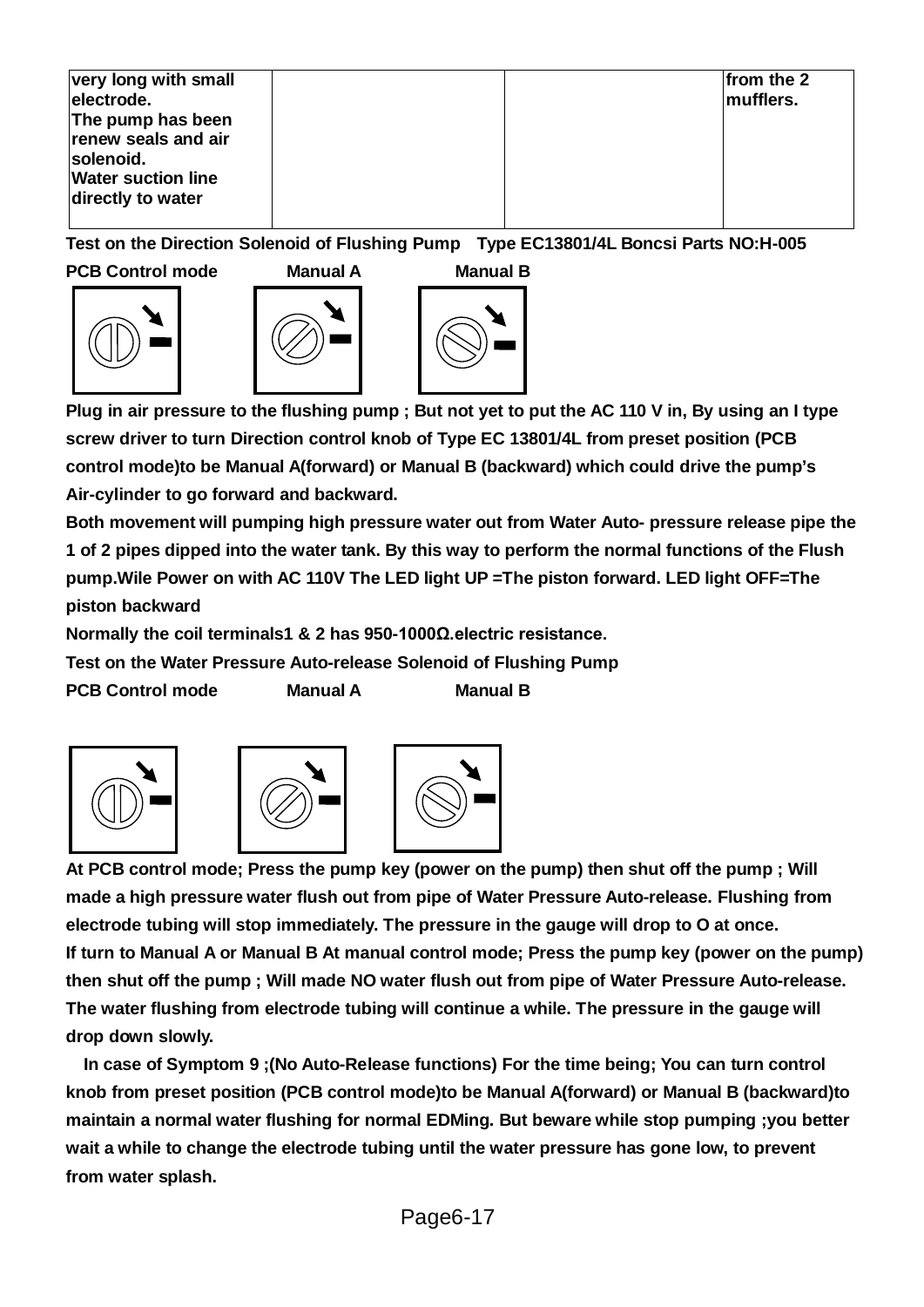| very long with small electrode. The pump has been renew seals and air solenoid. Water suction line directly to water | | | from the 2 mufflers. |
|---|---|---|---|

**Test on the Direction Solenoid of Flushing Pump  Type EC13801/4L Boncsi Parts NO:H-005**

**PCB Control mode  Manual A  Manual B**

**Plug in air pressure to the flushing pump ; But not yet to put the AC 110 V in, By using an I type screw driver to turn Direction control knob of Type EC 13801/4L from preset position (PCB control mode)to be Manual A(forward) or Manual B (backward) which could drive the pump's Air-cylinder to go forward and backward.**

**Both movement will pumping high pressure water out from Water Auto- pressure release pipe the 1 of 2 pipes dipped into the water tank. By this way to perform the normal functions of the Flush pump.Wile Power on with AC 110V The LED light UP =The piston forward. LED light OFF=The piston backward**

**Normally the coil terminals1 & 2 has 950-1000Ω.electric resistance.**

**Test on the Water Pressure Auto-release Solenoid of Flushing Pump**

**PCB Control mode  Manual A  Manual B**

**At PCB control mode; Press the pump key (power on the pump) then shut off the pump ; Will made a high pressure water flush out from pipe of Water Pressure Auto-release. Flushing from electrode tubing will stop immediately. The pressure in the gauge will drop to O at once.**

**If turn to Manual A or Manual B At manual control mode; Press the pump key (power on the pump) then shut off the pump ; Will made NO water flush out from pipe of Water Pressure Auto-release. The water flushing from electrode tubing will continue a while. The pressure in the gauge will drop down slowly.**

**In case of Symptom 9 ;(No Auto-Release functions) For the time being; You can turn control knob from preset position (PCB control mode)to be Manual A(forward) or Manual B (backward)to maintain a normal water flushing for normal EDMing. But beware while stop pumping ;you better wait a while to change the electrode tubing until the water pressure has gone low, to prevent from water splash.**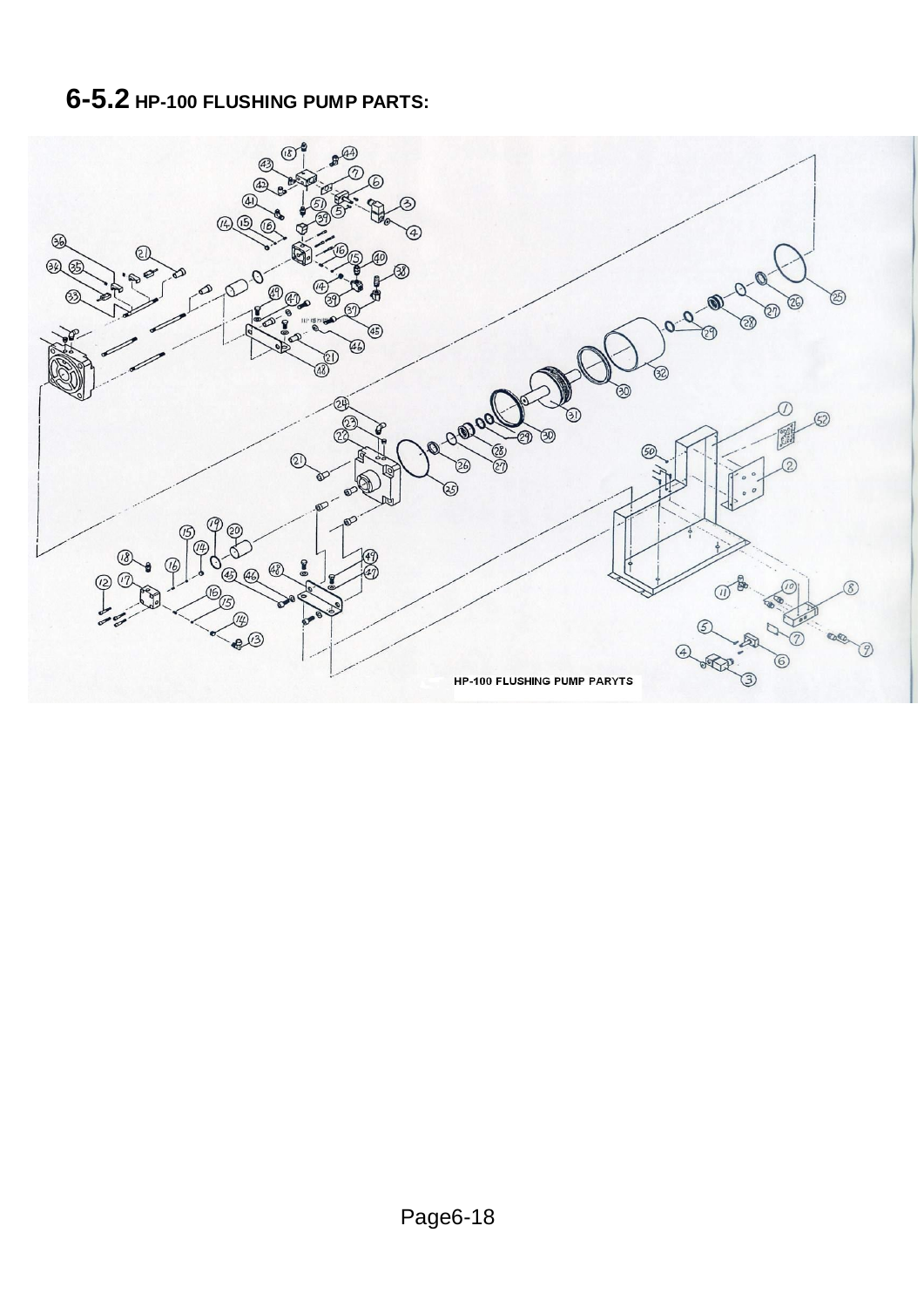## 6-5.2 HP-100 FLUSHING PUMP PARTS:

HP-100 FLUSHING PUMP PARYTS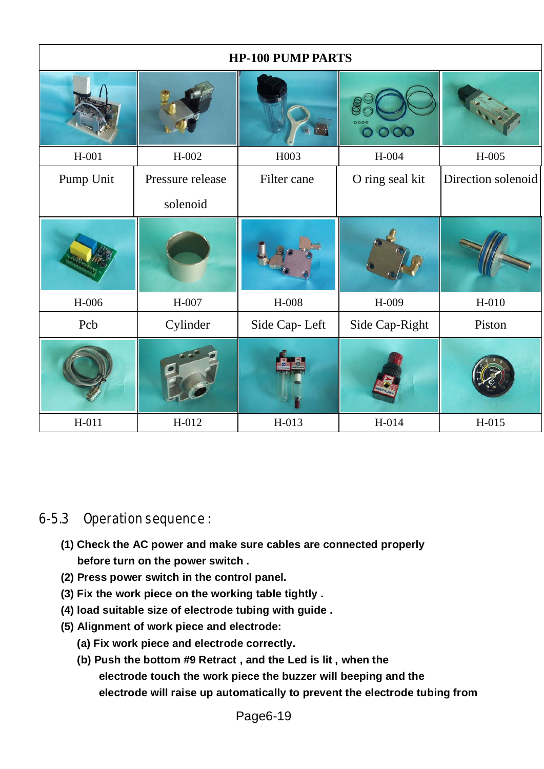| HP-100 PUMP PARTS | | | | |
|---|---|---|---|---|
| | | | | |
| H-001 | H-002 | H003 | H-004 | H-005 |
| Pump Unit | Pressure release solenoid | Filter cane | O ring seal kit | Direction solenoid |
| | | | | |
| H-006 | H-007 | H-008 | H-009 | H-010 |
| Pcb | Cylinder | Side Cap- Left | Side Cap-Right | Piston |
| | | | | |
| H-011 | H-012 | H-013 | H-014 | H-015 |

## 6-5.3 Operation sequence :

**(1) Check the AC power and make sure cables are connected properly before turn on the power switch .**

**(2) Press power switch in the control panel.**

**(3) Fix the work piece on the working table tightly .**

**(4) load suitable size of electrode tubing with guide .**

**(5) Alignment of work piece and electrode:**

**(a) Fix work piece and electrode correctly.**

**(b) Push the bottom #9 Retract , and the Led is lit , when the electrode touch the work piece the buzzer will beeping and the electrode will raise up automatically to prevent the electrode tubing from**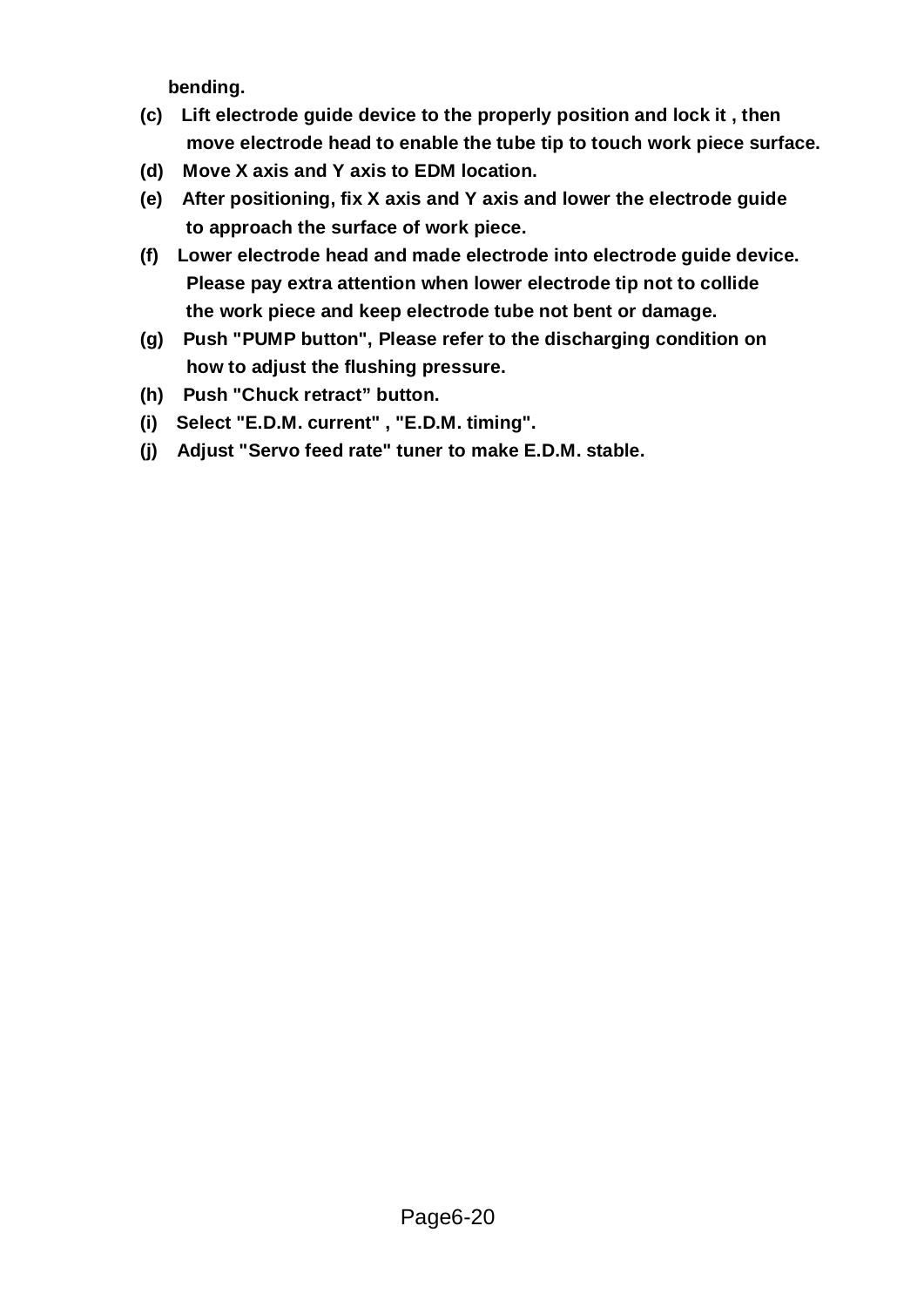**bending.**

**(c) Lift electrode guide device to the properly position and lock it , then move electrode head to enable the tube tip to touch work piece surface.**

**(d) Move X axis and Y axis to EDM location.**

**(e) After positioning, fix X axis and Y axis and lower the electrode guide to approach the surface of work piece.**

**(f) Lower electrode head and made electrode into electrode guide device. Please pay extra attention when lower electrode tip not to collide the work piece and keep electrode tube not bent or damage.**

**(g) Push "PUMP button", Please refer to the discharging condition on how to adjust the flushing pressure.**

**(h) Push "Chuck retract" button.**

**(i) Select "E.D.M. current" , "E.D.M. timing".**

**(j) Adjust "Servo feed rate" tuner to make E.D.M. stable.**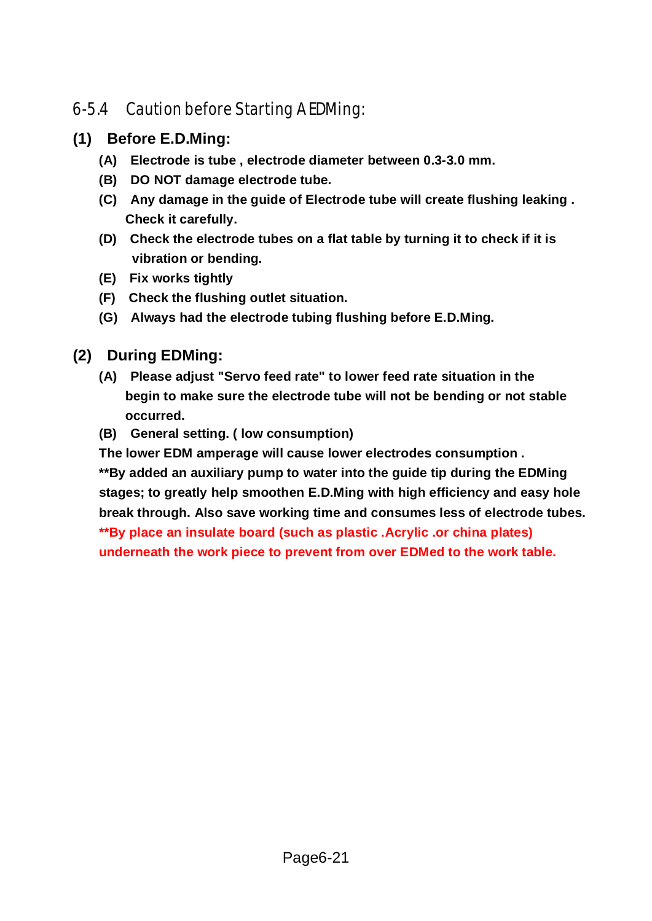## 6-5.4 Caution before Starting A EDMing:

### (1) Before E.D.Ming:

**(A) Electrode is tube , electrode diameter between 0.3-3.0 mm.**

**(B) DO NOT damage electrode tube.**

**(C) Any damage in the guide of Electrode tube will create flushing leaking . Check it carefully.**

**(D) Check the electrode tubes on a flat table by turning it to check if it is vibration or bending.**

**(E) Fix works tightly**

**(F) Check the flushing outlet situation.**

**(G) Always had the electrode tubing flushing before E.D.Ming.**

### (2) During EDMing:

**(A) Please adjust "Servo feed rate" to lower feed rate situation in the begin to make sure the electrode tube will not be bending or not stable occurred.**

**(B) General setting. ( low consumption)**

**The lower EDM amperage will cause lower electrodes consumption .**

**\*\*By added an auxiliary pump to water into the guide tip during the EDMing stages; to greatly help smoothen E.D.Ming with high efficiency and easy hole break through. Also save working time and consumes less of electrode tubes.**

**\*\*By place an insulate board (such as plastic .Acrylic .or china plates) underneath the work piece to prevent from over EDMed to the work table.**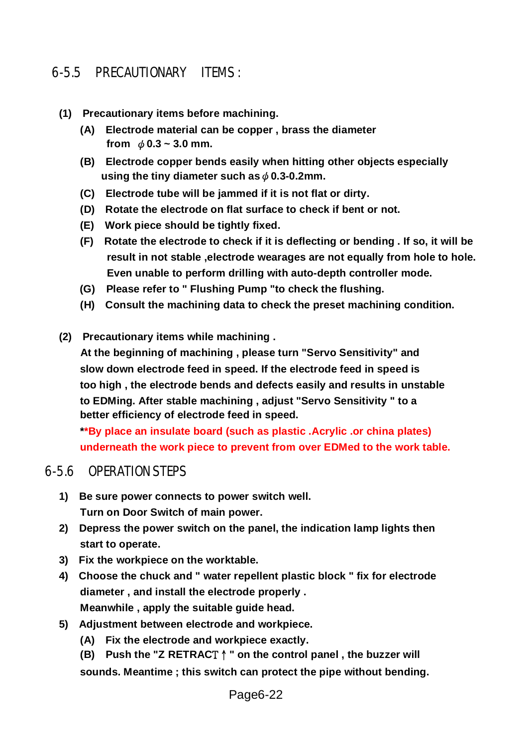## 6-5.5 PRECAUTIONARY ITEMS :

**(1) Precautionary items before machining.**

**(A) Electrode material can be copper , brass the diameter from ϕ 0.3 ~ 3.0 mm.**

**(B) Electrode copper bends easily when hitting other objects especially using the tiny diameter such as ϕ 0.3-0.2mm.**

**(C) Electrode tube will be jammed if it is not flat or dirty.**

**(D) Rotate the electrode on flat surface to check if bent or not.**

**(E) Work piece should be tightly fixed.**

**(F) Rotate the electrode to check if it is deflecting or bending . If so, it will be result in not stable ,electrode wearages are not equally from hole to hole. Even unable to perform drilling with auto-depth controller mode.**

**(G) Please refer to " Flushing Pump "to check the flushing.**

**(H) Consult the machining data to check the preset machining condition.**

**(2) Precautionary items while machining .**

**At the beginning of machining , please turn "Servo Sensitivity" and slow down electrode feed in speed. If the electrode feed in speed is too high , the electrode bends and defects easily and results in unstable to EDMing. After stable machining , adjust "Servo Sensitivity " to a better efficiency of electrode feed in speed.**

****By place an insulate board (such as plastic .Acrylic .or china plates) underneath the work piece to prevent from over EDMed to the work table.**

## 6-5.6 OPERATION STEPS

**1) Be sure power connects to power switch well.**
**Turn on Door Switch of main power.**

**2) Depress the power switch on the panel, the indication lamp lights then start to operate.**

**3) Fix the workpiece on the worktable.**

**4) Choose the chuck and " water repellent plastic block " fix for electrode diameter , and install the electrode properly .**
**Meanwhile , apply the suitable guide head.**

**5) Adjustment between electrode and workpiece.**

**(A) Fix the electrode and workpiece exactly.**

**(B) Push the "Z RETRACT ↑ " on the control panel , the buzzer will sounds. Meantime ; this switch can protect the pipe without bending.**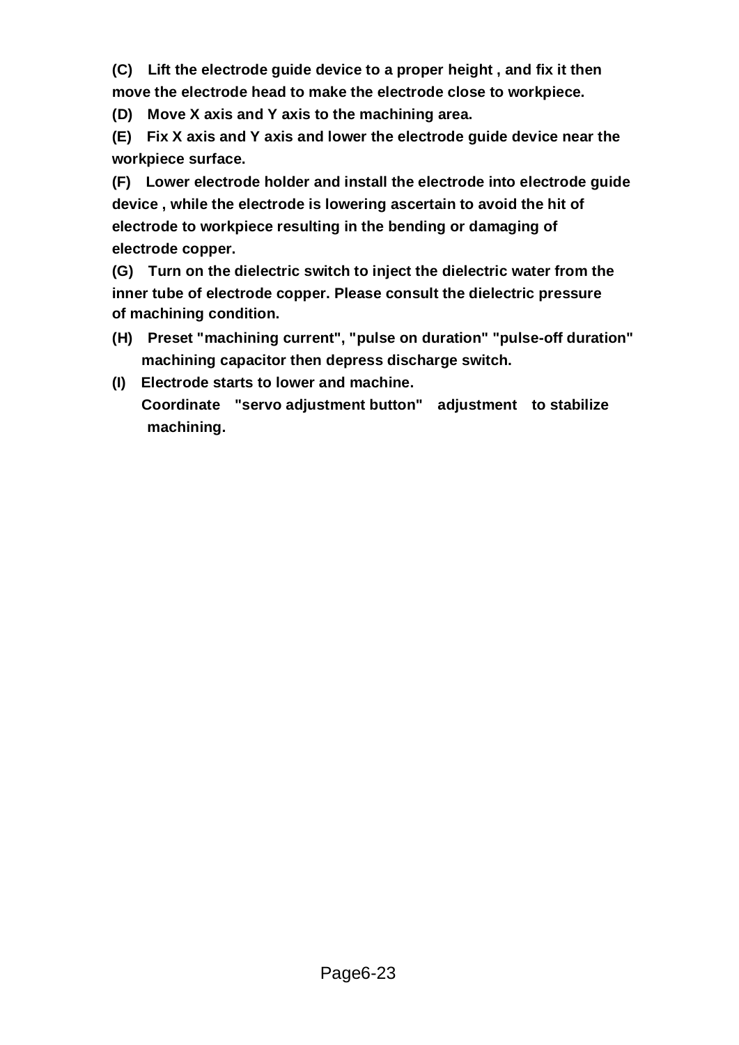**(C) Lift the electrode guide device to a proper height , and fix it then move the electrode head to make the electrode close to workpiece.**

**(D) Move X axis and Y axis to the machining area.**

**(E) Fix X axis and Y axis and lower the electrode guide device near the workpiece surface.**

**(F) Lower electrode holder and install the electrode into electrode guide device , while the electrode is lowering ascertain to avoid the hit of electrode to workpiece resulting in the bending or damaging of electrode copper.**

**(G) Turn on the dielectric switch to inject the dielectric water from the inner tube of electrode copper. Please consult the dielectric pressure of machining condition.**

**(H) Preset "machining current", "pulse on duration" "pulse-off duration" machining capacitor then depress discharge switch.**

**(I) Electrode starts to lower and machine.**
**Coordinate "servo adjustment button" adjustment to stabilize machining.**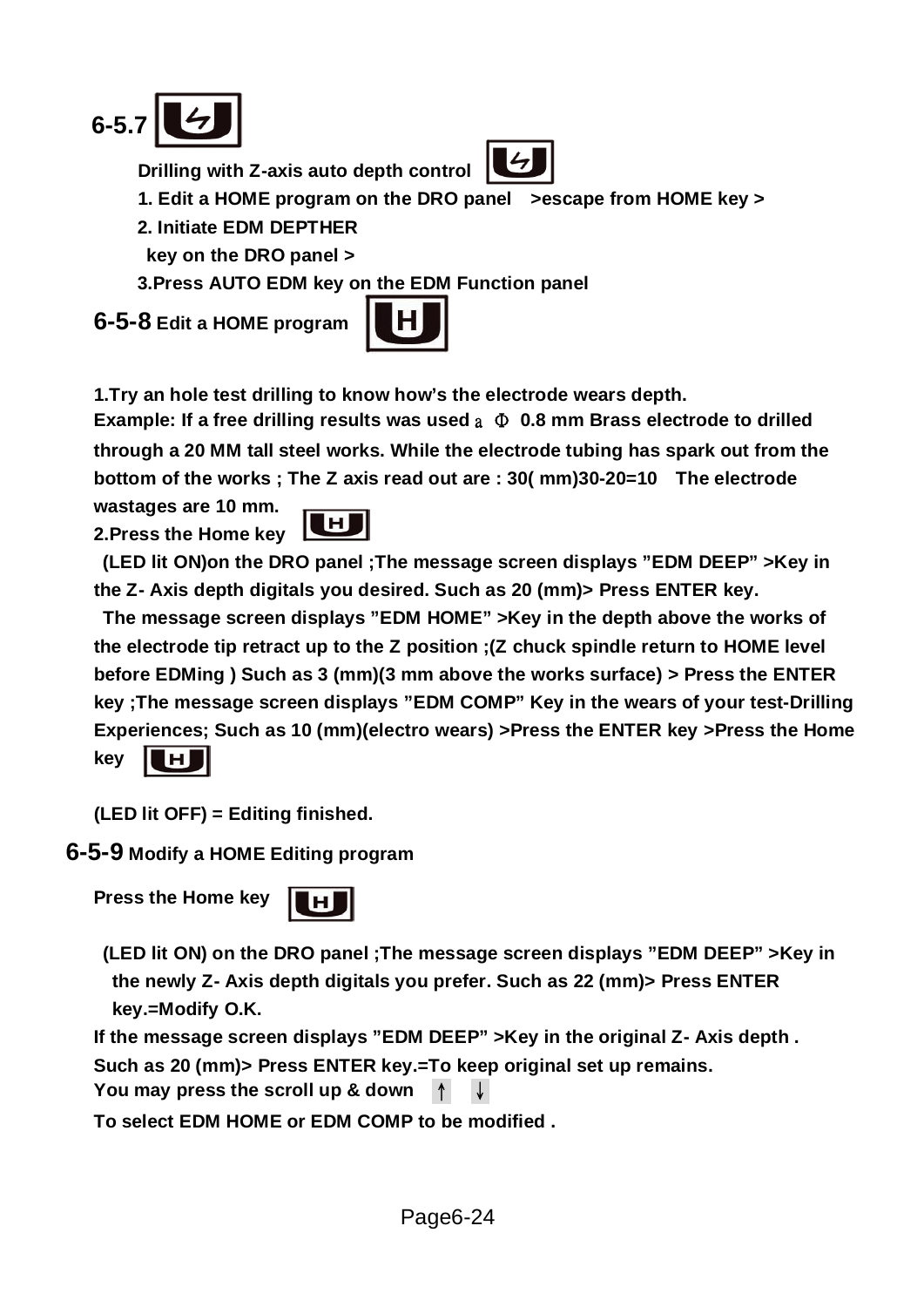## 6-5.7

**Drilling with Z-axis auto depth control**

**1. Edit a HOME program on the DRO panel >escape from HOME key >**

**2. Initiate EDM DEPTHER**

**key on the DRO panel >**

**3.Press AUTO EDM key on the EDM Function panel**

## 6-5-8 Edit a HOME program

**1.Try an hole test drilling to know how's the electrode wears depth.**

**Example: If a free drilling results was used a Φ 0.8 mm Brass electrode to drilled through a 20 MM tall steel works. While the electrode tubing has spark out from the bottom of the works ; The Z axis read out are : 30( mm)30-20=10 The electrode wastages are 10 mm.**

**2.Press the Home key**

**(LED lit ON)on the DRO panel ;The message screen displays "EDM DEEP" >Key in the Z- Axis depth digitals you desired. Such as 20 (mm)> Press ENTER key.**

**The message screen displays "EDM HOME" >Key in the depth above the works of the electrode tip retract up to the Z position ;(Z chuck spindle return to HOME level before EDMing ) Such as 3 (mm)(3 mm above the works surface) > Press the ENTER key ;The message screen displays "EDM COMP" Key in the wears of your test-Drilling Experiences; Such as 10 (mm)(electro wears) >Press the ENTER key >Press the Home key**

**(LED lit OFF) = Editing finished.**

## 6-5-9 Modify a HOME Editing program

**Press the Home key**

**(LED lit ON) on the DRO panel ;The message screen displays "EDM DEEP" >Key in the newly Z- Axis depth digitals you prefer. Such as 22 (mm)> Press ENTER key.=Modify O.K.**

**If the message screen displays "EDM DEEP" >Key in the original Z- Axis depth . Such as 20 (mm)> Press ENTER key.=To keep original set up remains.**

**You may press the scroll up & down ↑ ↓**

**To select EDM HOME or EDM COMP to be modified .**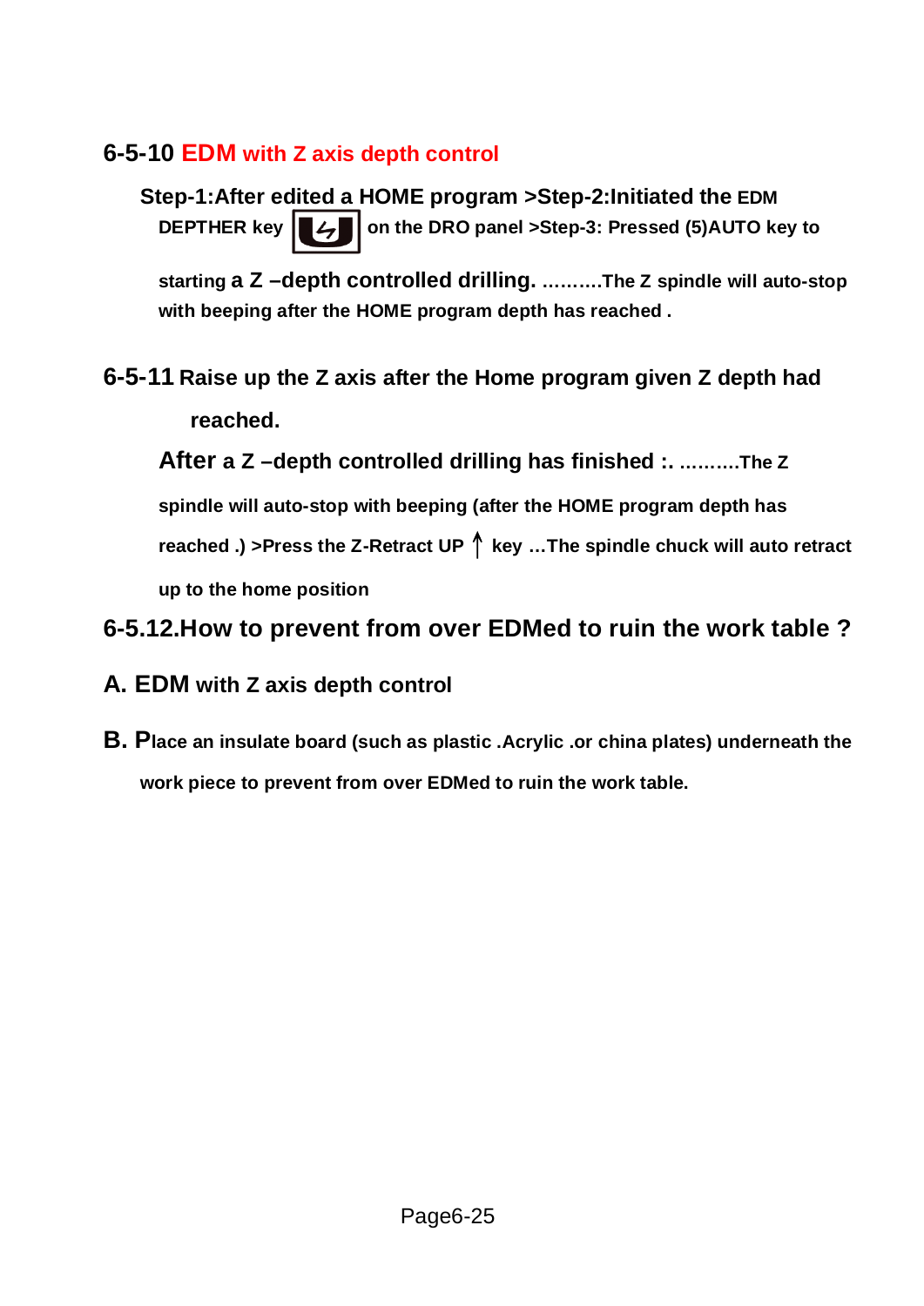## 6-5-10 EDM with Z axis depth control

**Step-1:After edited a HOME program >Step-2:Initiated the EDM DEPTHER key on the DRO panel >Step-3: Pressed (5)AUTO key to starting a Z –depth controlled drilling. ……….The Z spindle will auto-stop with beeping after the HOME program depth has reached .**

## 6-5-11 Raise up the Z axis after the Home program given Z depth had reached.

**After a Z –depth controlled drilling has finished :. ……….The Z spindle will auto-stop with beeping (after the HOME program depth has reached .) >Press the Z-Retract UP ↑ key …The spindle chuck will auto retract up to the home position**

## 6-5.12.How to prevent from over EDMed to ruin the work table ?

**A. EDM with Z axis depth control**

**B. Place an insulate board (such as plastic .Acrylic .or china plates) underneath the work piece to prevent from over EDMed to ruin the work table.**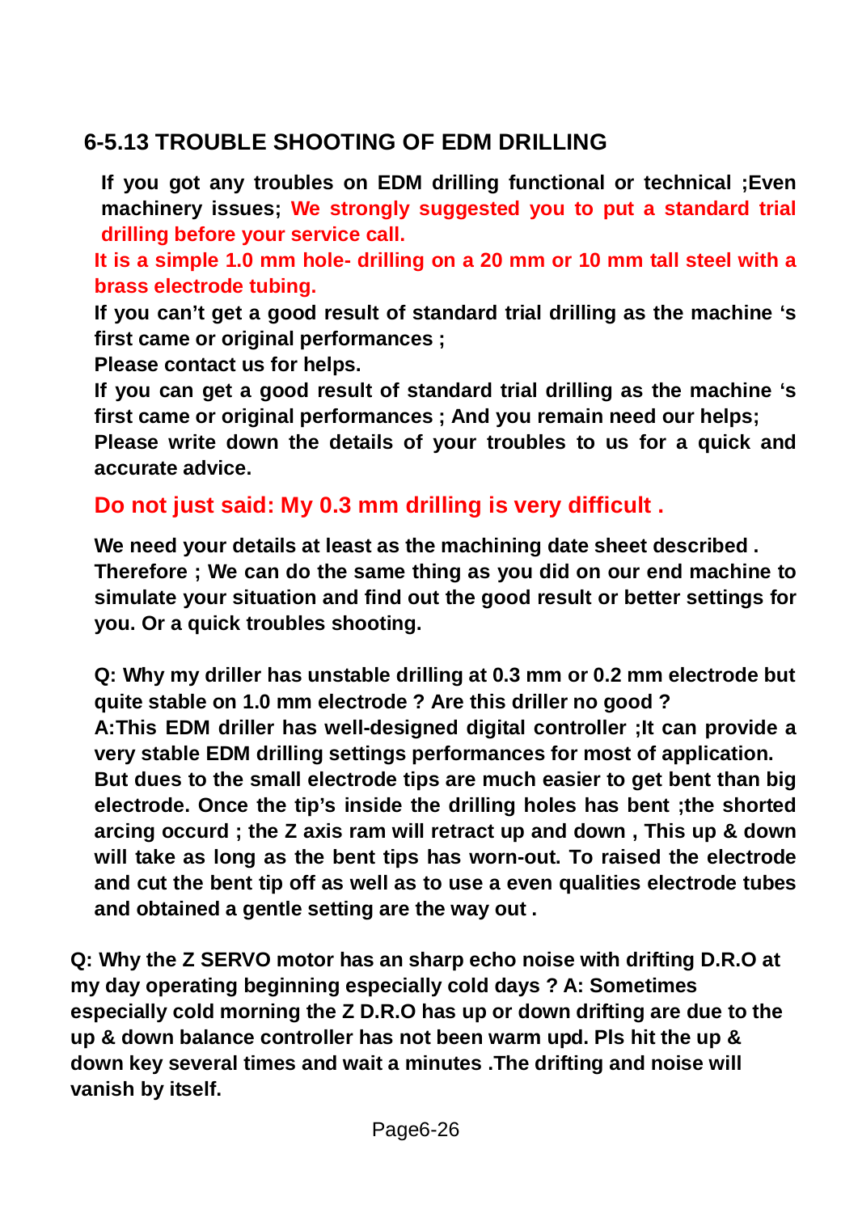## 6-5.13 TROUBLE SHOOTING OF EDM DRILLING

**If you got any troubles on EDM drilling functional or technical ;Even machinery issues; We strongly suggested you to put a standard trial drilling before your service call.**

**It is a simple 1.0 mm hole- drilling on a 20 mm or 10 mm tall steel with a brass electrode tubing.**

**If you can't get a good result of standard trial drilling as the machine 's first came or original performances ;**

**Please contact us for helps.**

**If you can get a good result of standard trial drilling as the machine 's first came or original performances ; And you remain need our helps;**

**Please write down the details of your troubles to us for a quick and accurate advice.**

**Do not just said: My 0.3 mm drilling is very difficult .**

**We need your details at least as the machining date sheet described . Therefore ; We can do the same thing as you did on our end machine to simulate your situation and find out the good result or better settings for you. Or a quick troubles shooting.**

**Q: Why my driller has unstable drilling at 0.3 mm or 0.2 mm electrode but quite stable on 1.0 mm electrode ? Are this driller no good ?**

**A:This EDM driller has well-designed digital controller ;It can provide a very stable EDM drilling settings performances for most of application. But dues to the small electrode tips are much easier to get bent than big electrode. Once the tip's inside the drilling holes has bent ;the shorted arcing occurd ; the Z axis ram will retract up and down , This up & down will take as long as the bent tips has worn-out. To raised the electrode and cut the bent tip off as well as to use a even qualities electrode tubes and obtained a gentle setting are the way out .**

**Q: Why the Z SERVO motor has an sharp echo noise with drifting D.R.O at my day operating beginning especially cold days ? A: Sometimes especially cold morning the Z D.R.O has up or down drifting are due to the up & down balance controller has not been warm upd. Pls hit the up & down key several times and wait a minutes .The drifting and noise will vanish by itself.**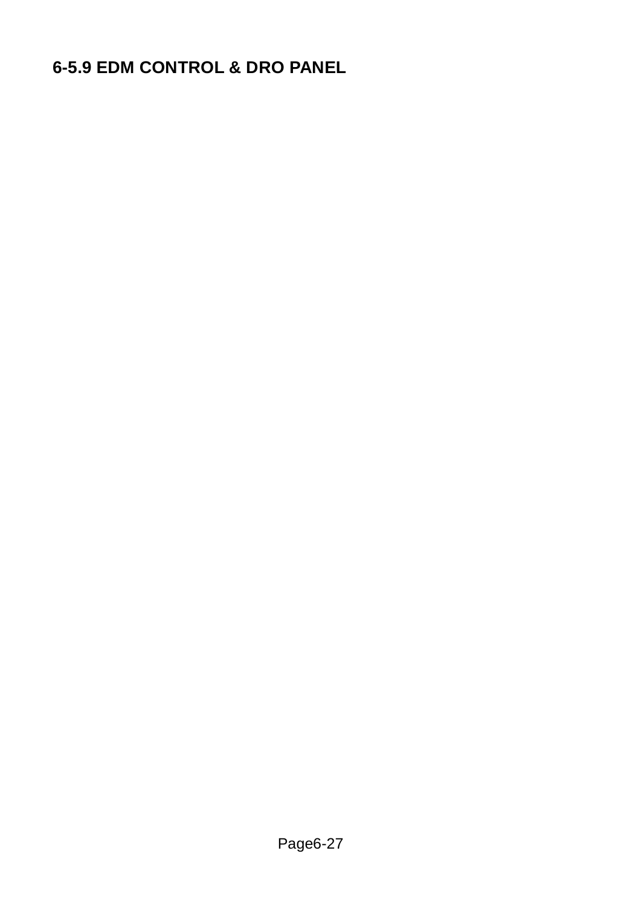### 6-5.9 EDM CONTROL & DRO PANEL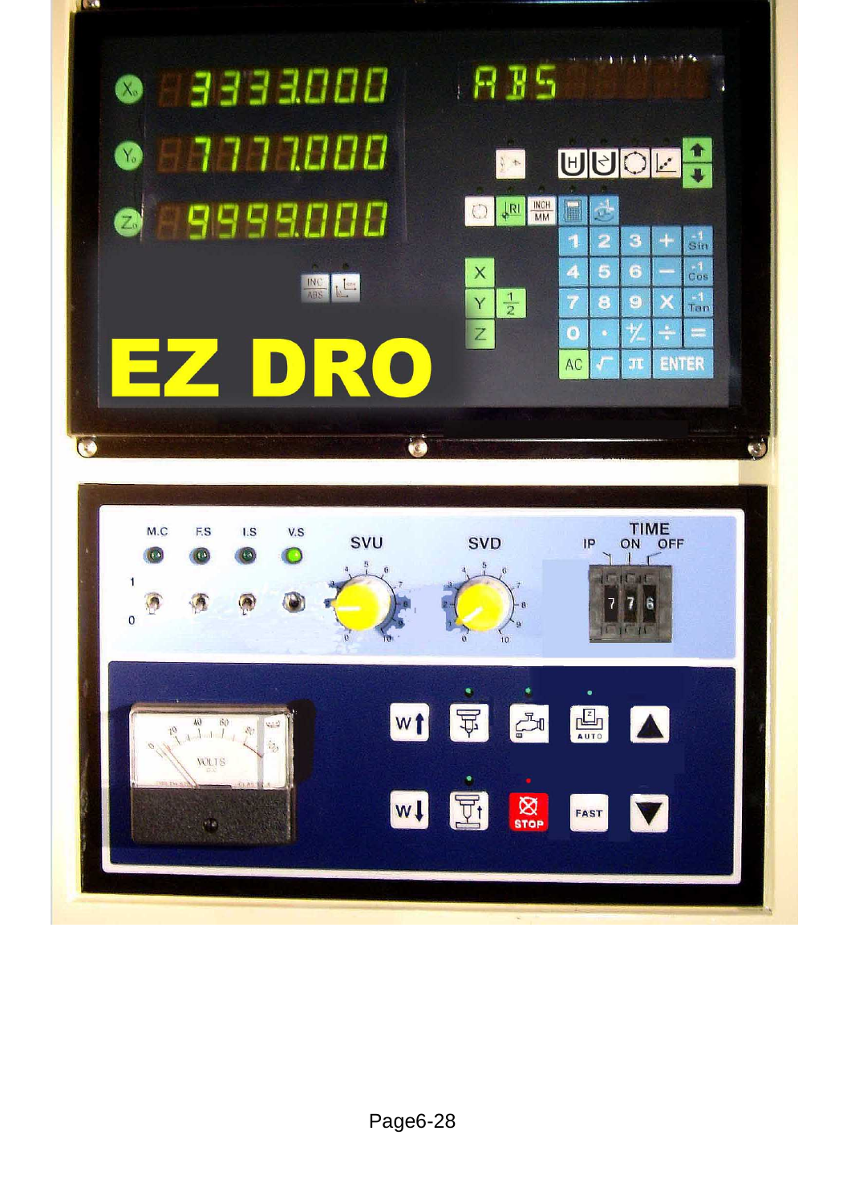EZ DRO

ABS

M.C F.S I.S V.S

SVU

SVD

TIME

IP ON OFF

VOLTS

FAST

STOP

AUTO

ENTER